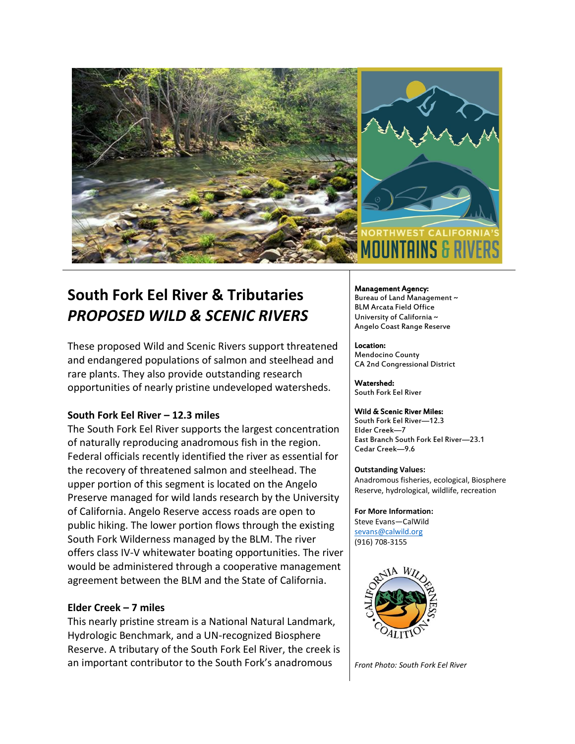NORTHWEST CALIFORNIA'S MOUNTAINS & RIVERS

# South Fork Eel River & Tributaries *PROPOSED WILD & SCENIC RIVERS*

These proposed Wild and Scenic Rivers support threatened and endangered populations of salmon and steelhead and rare plants. They also provide outstanding research opportunities of nearly pristine undeveloped watersheds.

**South Fork Eel River – 12.3 miles**
The South Fork Eel River supports the largest concentration of naturally reproducing anadromous fish in the region. Federal officials recently identified the river as essential for the recovery of threatened salmon and steelhead. The upper portion of this segment is located on the Angelo Preserve managed for wild lands research by the University of California. Angelo Reserve access roads are open to public hiking. The lower portion flows through the existing South Fork Wilderness managed by the BLM. The river offers class IV-V whitewater boating opportunities. The river would be administered through a cooperative management agreement between the BLM and the State of California.

**Elder Creek – 7 miles**
This nearly pristine stream is a National Natural Landmark, Hydrologic Benchmark, and a UN-recognized Biosphere Reserve. A tributary of the South Fork Eel River, the creek is an important contributor to the South Fork's anadromous

**Management Agency:**
Bureau of Land Management ~
BLM Arcata Field Office
University of California ~
Angelo Coast Range Reserve

**Location:**
Mendocino County
CA 2nd Congressional District

**Watershed:**
South Fork Eel River

**Wild & Scenic River Miles:**
South Fork Eel River—12.3
Elder Creek—7
East Branch South Fork Eel River—23.1
Cedar Creek—9.6

**Outstanding Values:**
Anadromous fisheries, ecological, Biosphere Reserve, hydrological, wildlife, recreation

**For More Information:**
Steve Evans—CalWild
sevans@calwild.org
(916) 708-3155

CALIFORNIA WILDERNESS COALITION

*Front Photo: South Fork Eel River*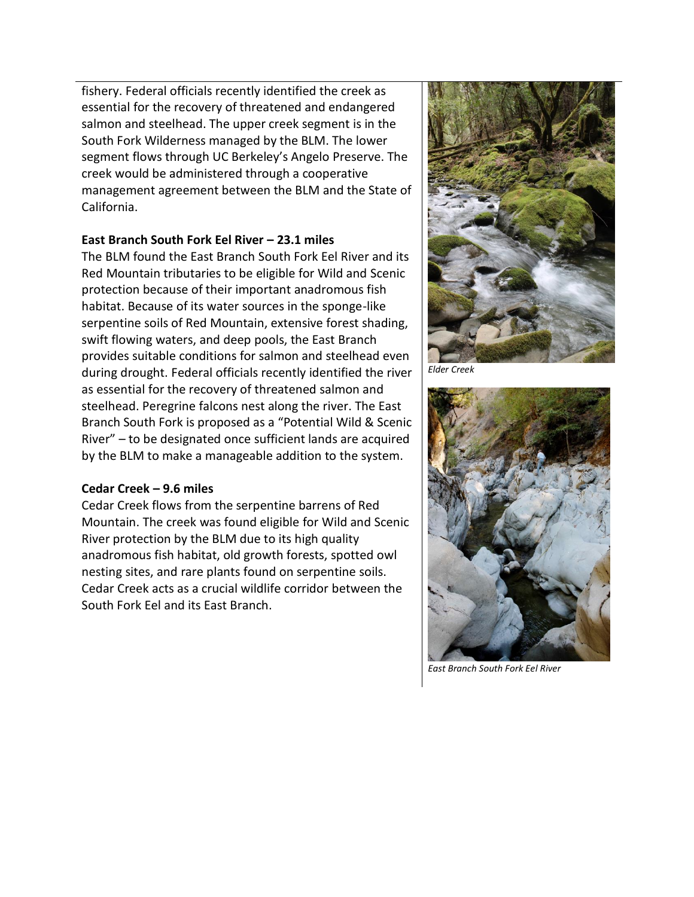fishery. Federal officials recently identified the creek as essential for the recovery of threatened and endangered salmon and steelhead. The upper creek segment is in the South Fork Wilderness managed by the BLM. The lower segment flows through UC Berkeley's Angelo Preserve. The creek would be administered through a cooperative management agreement between the BLM and the State of California.

**East Branch South Fork Eel River – 23.1 miles**

The BLM found the East Branch South Fork Eel River and its Red Mountain tributaries to be eligible for Wild and Scenic protection because of their important anadromous fish habitat. Because of its water sources in the sponge-like serpentine soils of Red Mountain, extensive forest shading, swift flowing waters, and deep pools, the East Branch provides suitable conditions for salmon and steelhead even during drought. Federal officials recently identified the river as essential for the recovery of threatened salmon and steelhead. Peregrine falcons nest along the river. The East Branch South Fork is proposed as a "Potential Wild & Scenic River" – to be designated once sufficient lands are acquired by the BLM to make a manageable addition to the system.

**Cedar Creek – 9.6 miles**

Cedar Creek flows from the serpentine barrens of Red Mountain. The creek was found eligible for Wild and Scenic River protection by the BLM due to its high quality anadromous fish habitat, old growth forests, spotted owl nesting sites, and rare plants found on serpentine soils. Cedar Creek acts as a crucial wildlife corridor between the South Fork Eel and its East Branch.

*Elder Creek*

*East Branch South Fork Eel River*